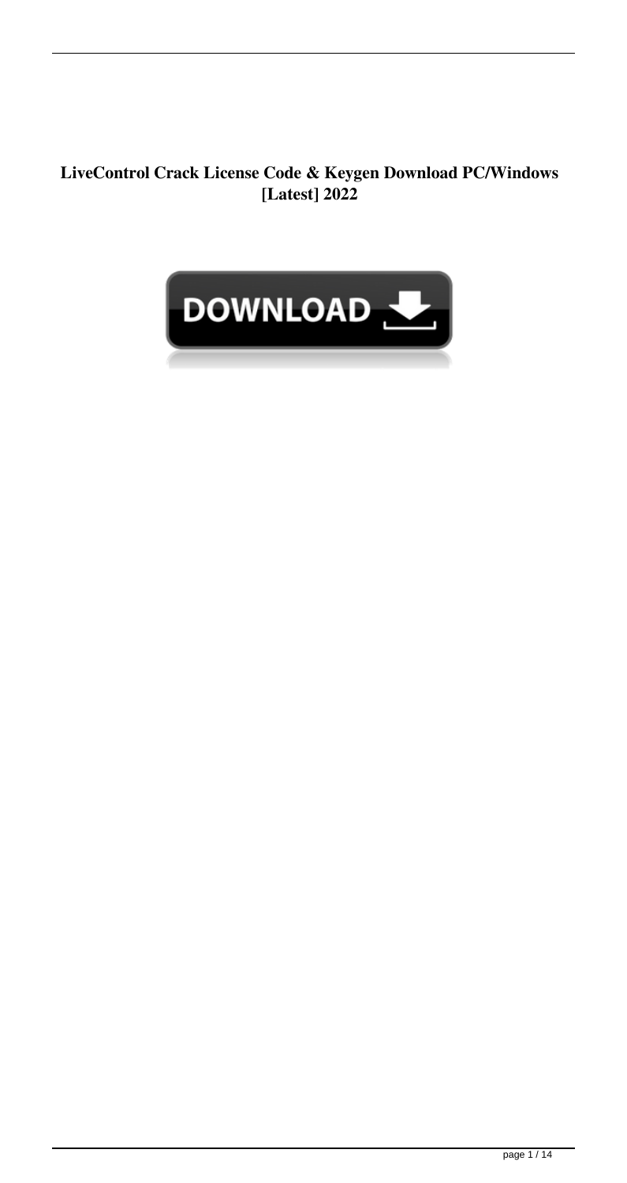**LiveControl Crack License Code & Keygen Download PC/Windows [Latest] 2022**

DOWNLOAD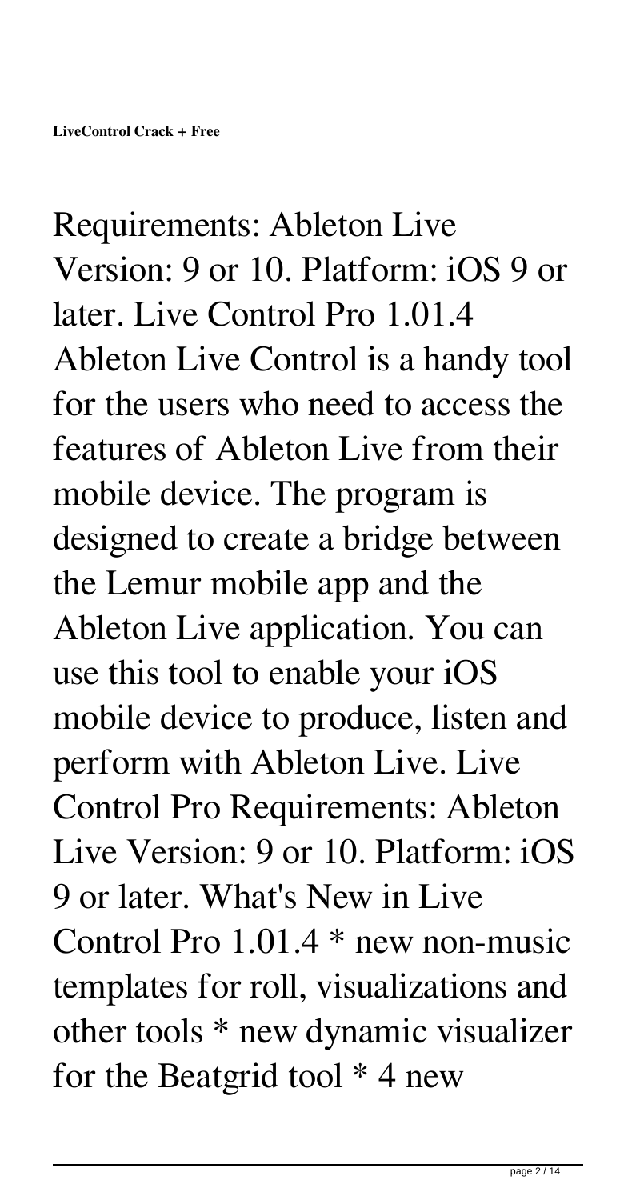**LiveControl Crack + Free**

Requirements: Ableton Live Version: 9 or 10. Platform: iOS 9 or later. Live Control Pro 1.01.4 Ableton Live Control is a handy tool for the users who need to access the features of Ableton Live from their mobile device. The program is designed to create a bridge between the Lemur mobile app and the Ableton Live application. You can use this tool to enable your iOS mobile device to produce, listen and perform with Ableton Live. Live Control Pro Requirements: Ableton Live Version: 9 or 10. Platform: iOS 9 or later. What's New in Live Control Pro 1.01.4 * new non-music templates for roll, visualizations and other tools * new dynamic visualizer for the Beatgrid tool * 4 new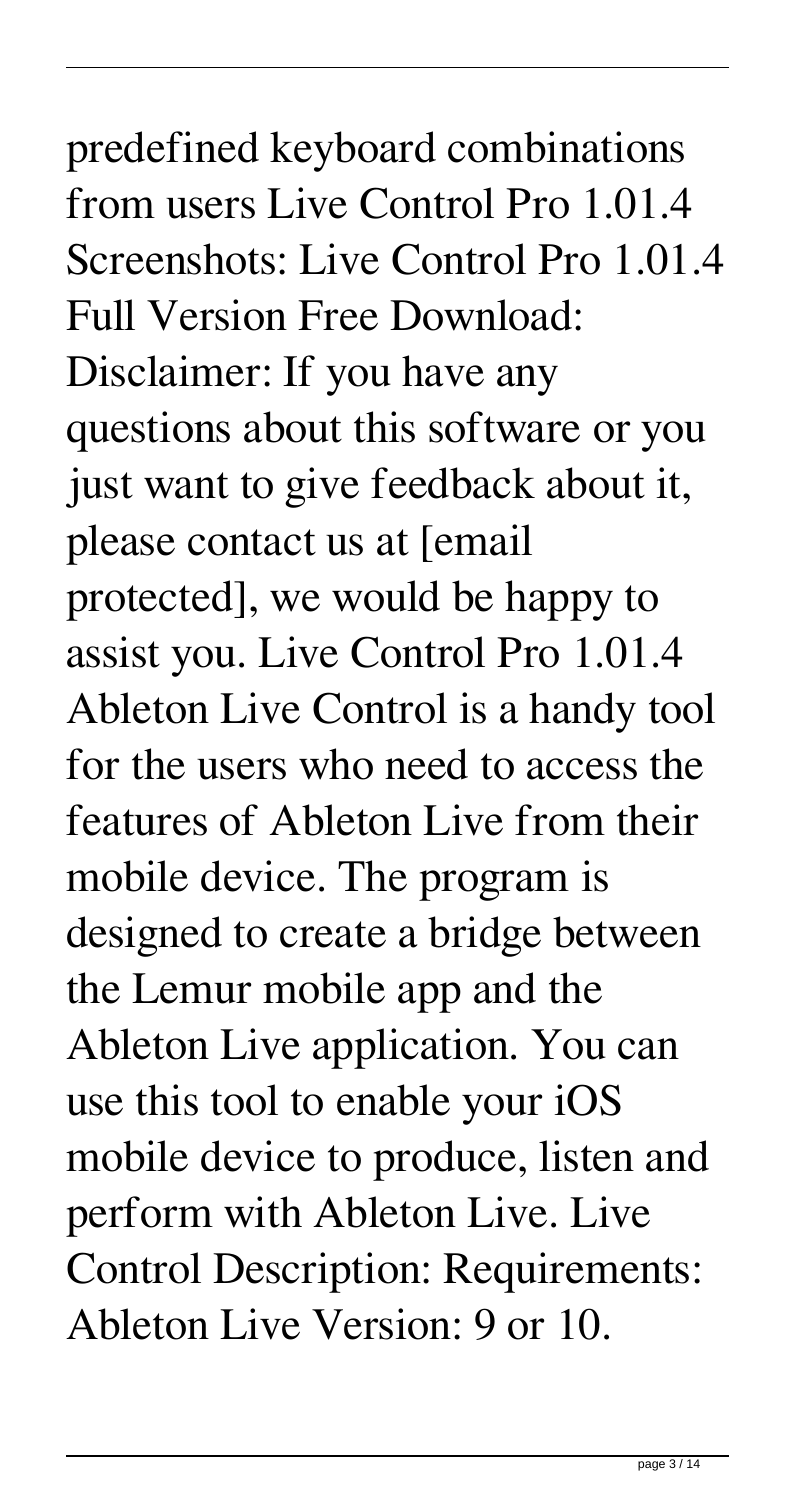predefined keyboard combinations from users Live Control Pro 1.01.4 Screenshots: Live Control Pro 1.01.4 Full Version Free Download: Disclaimer: If you have any questions about this software or you just want to give feedback about it, please contact us at [email protected], we would be happy to assist you. Live Control Pro 1.01.4 Ableton Live Control is a handy tool for the users who need to access the features of Ableton Live from their mobile device. The program is designed to create a bridge between the Lemur mobile app and the Ableton Live application. You can use this tool to enable your iOS mobile device to produce, listen and perform with Ableton Live. Live Control Description: Requirements: Ableton Live Version: 9 or 10.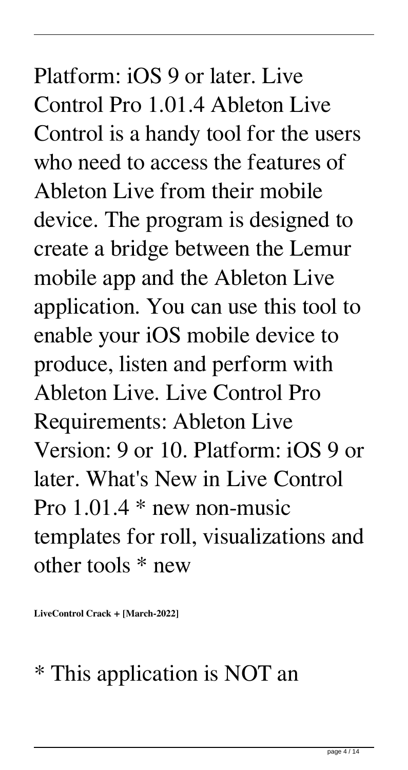Platform: iOS 9 or later. Live Control Pro 1.01.4 Ableton Live Control is a handy tool for the users who need to access the features of Ableton Live from their mobile device. The program is designed to create a bridge between the Lemur mobile app and the Ableton Live application. You can use this tool to enable your iOS mobile device to produce, listen and perform with Ableton Live. Live Control Pro Requirements: Ableton Live Version: 9 or 10. Platform: iOS 9 or later. What's New in Live Control Pro 1.01.4 * new non-music templates for roll, visualizations and other tools * new

**LiveControl Crack + [March-2022]**

* This application is NOT an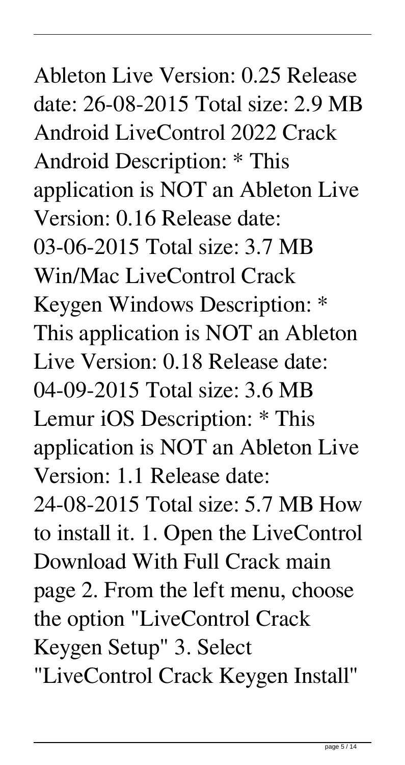Ableton Live Version: 0.25 Release date: 26-08-2015 Total size: 2.9 MB Android LiveControl 2022 Crack Android Description: * This application is NOT an Ableton Live Version: 0.16 Release date: 03-06-2015 Total size: 3.7 MB Win/Mac LiveControl Crack Keygen Windows Description: * This application is NOT an Ableton Live Version: 0.18 Release date: 04-09-2015 Total size: 3.6 MB Lemur iOS Description: * This application is NOT an Ableton Live Version: 1.1 Release date: 24-08-2015 Total size: 5.7 MB How to install it. 1. Open the LiveControl Download With Full Crack main page 2. From the left menu, choose the option "LiveControl Crack Keygen Setup" 3. Select "LiveControl Crack Keygen Install"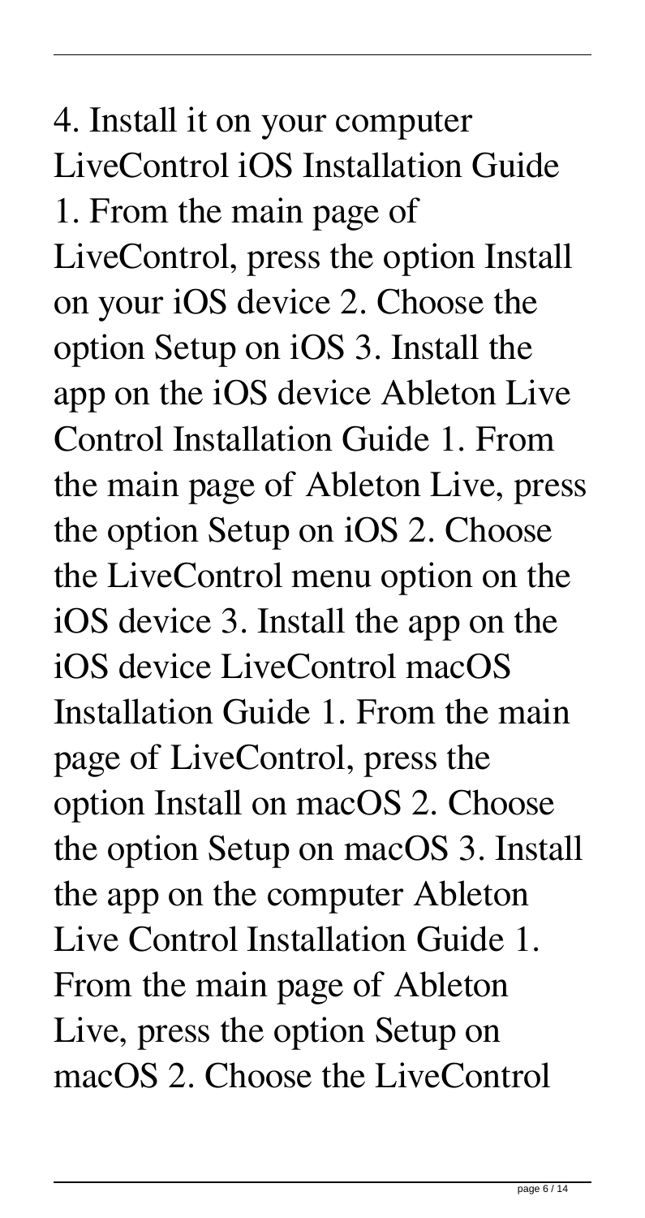4. Install it on your computer LiveControl iOS Installation Guide 1. From the main page of LiveControl, press the option Install on your iOS device 2. Choose the option Setup on iOS 3. Install the app on the iOS device Ableton Live Control Installation Guide 1. From the main page of Ableton Live, press the option Setup on iOS 2. Choose the LiveControl menu option on the iOS device 3. Install the app on the iOS device LiveControl macOS Installation Guide 1. From the main page of LiveControl, press the option Install on macOS 2. Choose the option Setup on macOS 3. Install the app on the computer Ableton Live Control Installation Guide 1. From the main page of Ableton Live, press the option Setup on macOS 2. Choose the LiveControl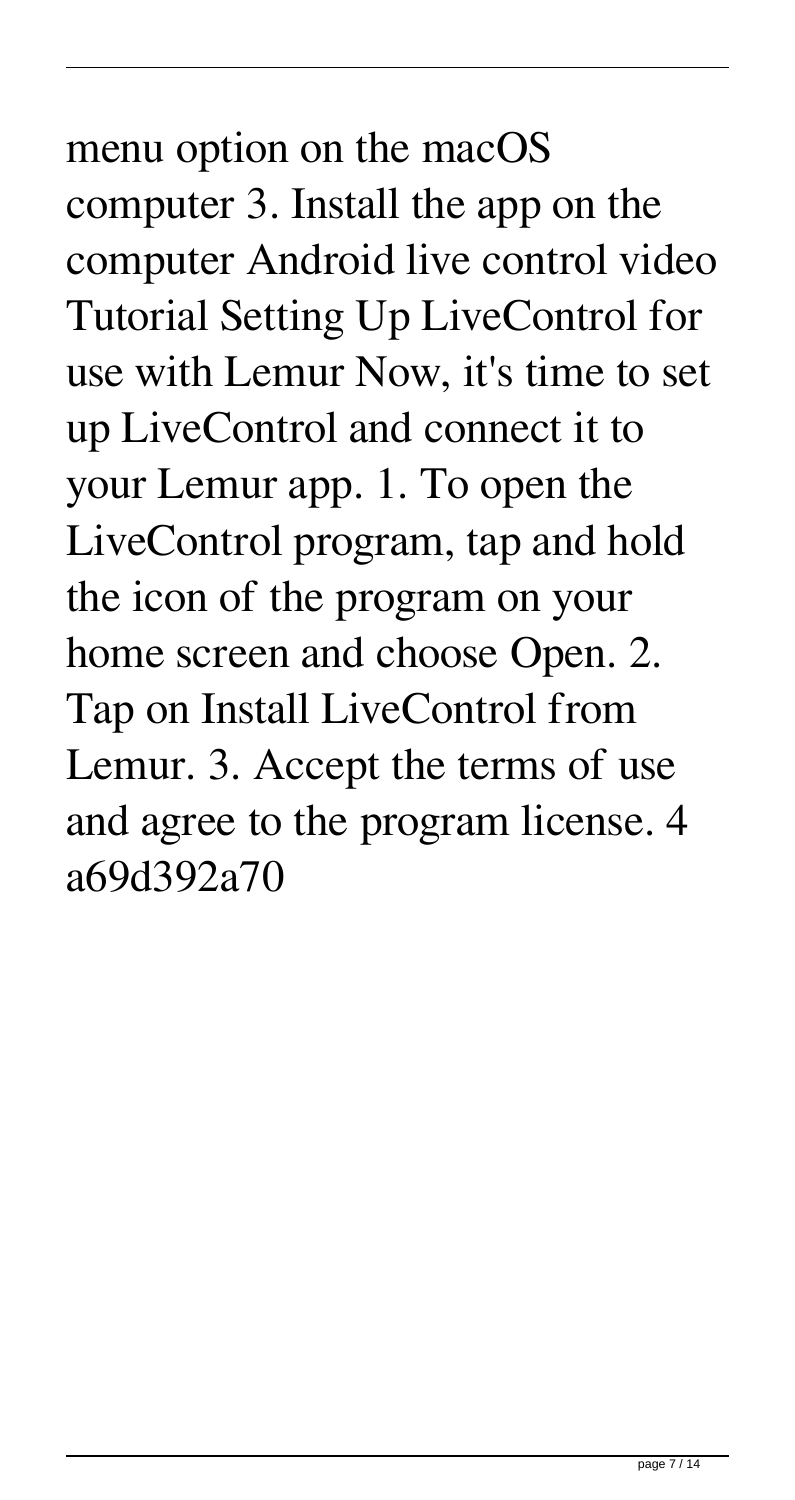menu option on the macOS computer 3. Install the app on the computer Android live control video Tutorial Setting Up LiveControl for use with Lemur Now, it's time to set up LiveControl and connect it to your Lemur app. 1. To open the LiveControl program, tap and hold the icon of the program on your home screen and choose Open. 2. Tap on Install LiveControl from Lemur. 3. Accept the terms of use and agree to the program license. 4 a69d392a70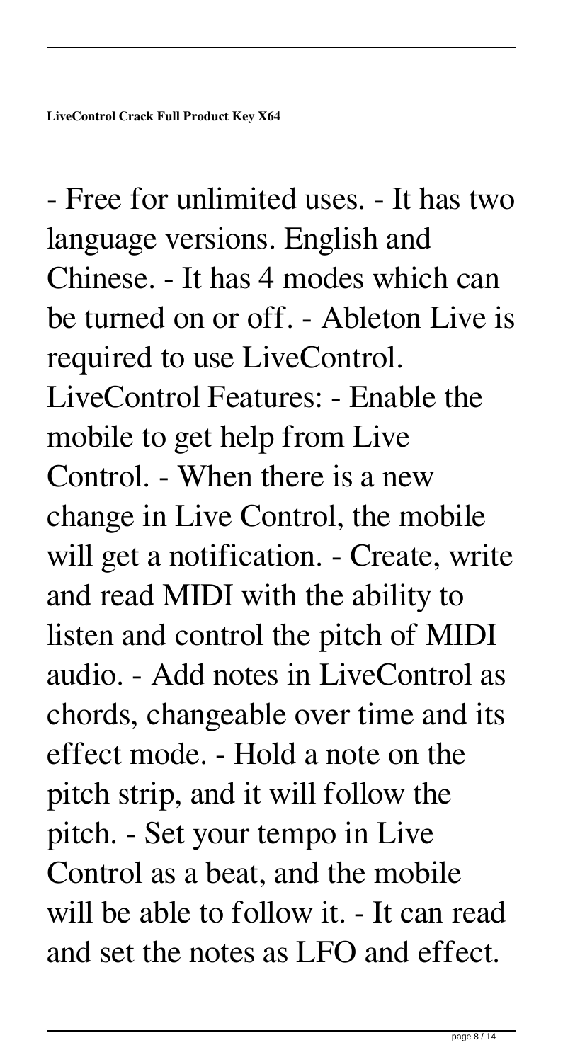- Free for unlimited uses. - It has two language versions. English and Chinese. - It has 4 modes which can be turned on or off. - Ableton Live is required to use LiveControl. LiveControl Features: - Enable the mobile to get help from Live Control. - When there is a new change in Live Control, the mobile will get a notification. - Create, write and read MIDI with the ability to listen and control the pitch of MIDI audio. - Add notes in LiveControl as chords, changeable over time and its effect mode. - Hold a note on the pitch strip, and it will follow the pitch. - Set your tempo in Live Control as a beat, and the mobile will be able to follow it. - It can read and set the notes as LFO and effect.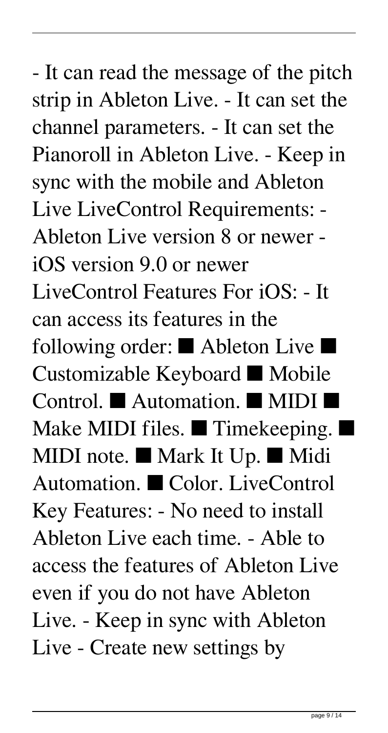- It can read the message of the pitch strip in Ableton Live. - It can set the channel parameters. - It can set the Pianoroll in Ableton Live. - Keep in sync with the mobile and Ableton Live LiveControl Requirements: - Ableton Live version 8 or newer - iOS version 9.0 or newer LiveControl Features For iOS: - It can access its features in the following order: ■ Ableton Live ■ Customizable Keyboard ■ Mobile Control. ■ Automation. ■ MIDI ■ Make MIDI files. ■ Timekeeping. ■ MIDI note. ■ Mark It Up. ■ Midi Automation. ■ Color. LiveControl Key Features: - No need to install Ableton Live each time. - Able to access the features of Ableton Live even if you do not have Ableton Live. - Keep in sync with Ableton Live - Create new settings by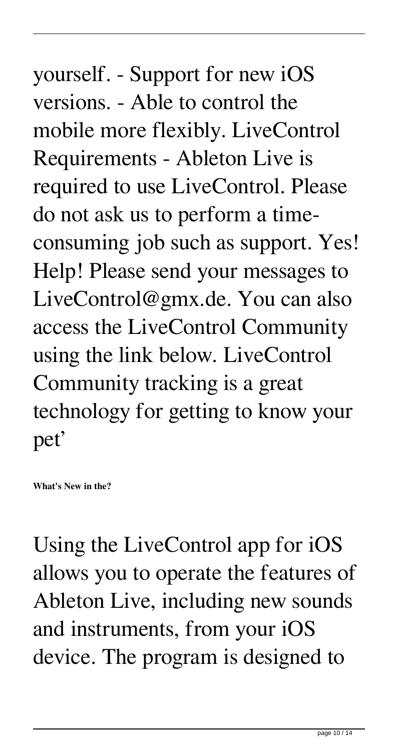yourself. - Support for new iOS versions. - Able to control the mobile more flexibly. LiveControl Requirements - Ableton Live is required to use LiveControl. Please do not ask us to perform a time-consuming job such as support. Yes! Help! Please send your messages to LiveControl@gmx.de. You can also access the LiveControl Community using the link below. LiveControl Community tracking is a great technology for getting to know your pet'

**What's New in the?**

Using the LiveControl app for iOS allows you to operate the features of Ableton Live, including new sounds and instruments, from your iOS device. The program is designed to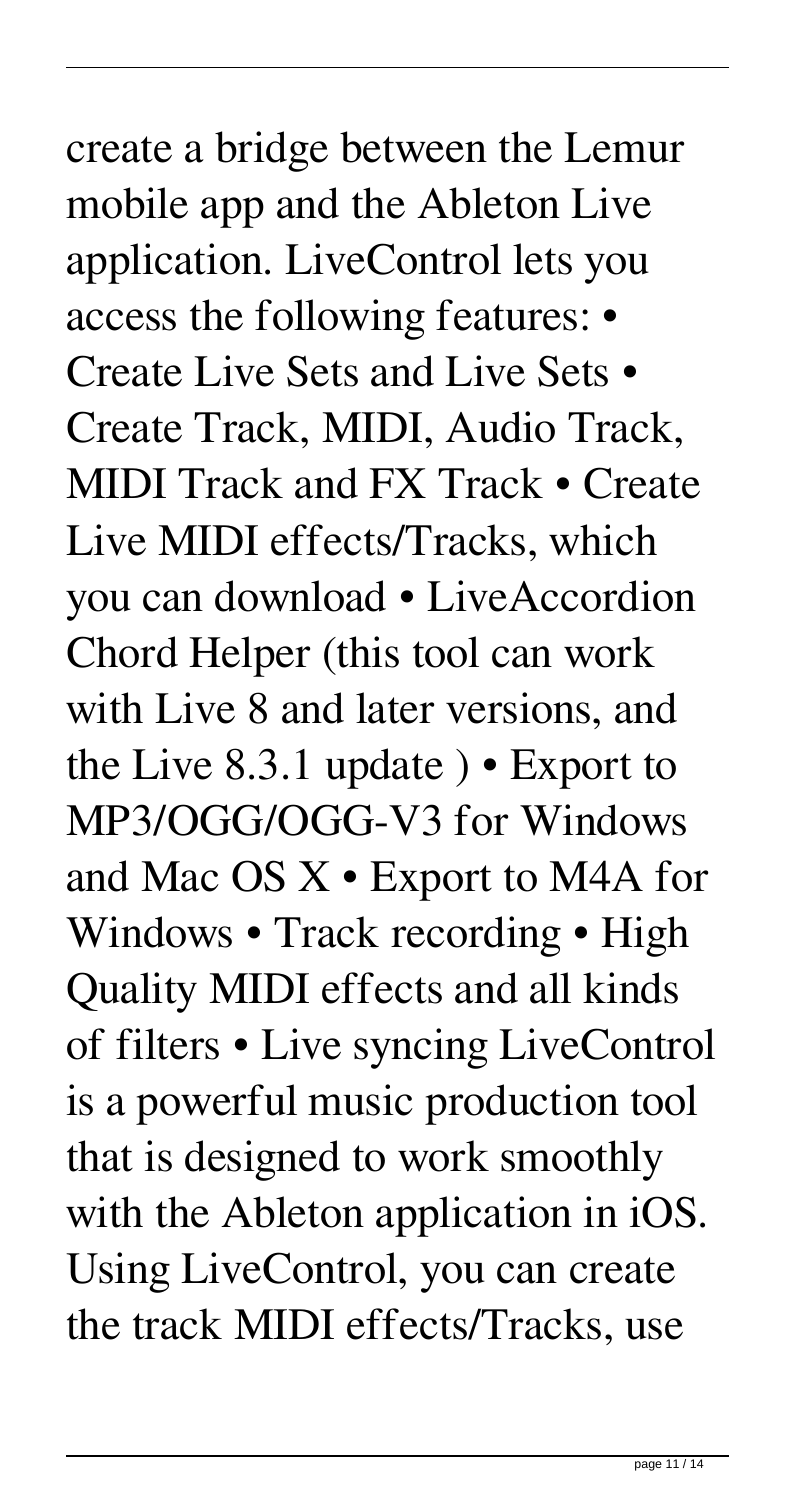create a bridge between the Lemur mobile app and the Ableton Live application. LiveControl lets you access the following features: • Create Live Sets and Live Sets • Create Track, MIDI, Audio Track, MIDI Track and FX Track • Create Live MIDI effects/Tracks, which you can download • LiveAccordion Chord Helper (this tool can work with Live 8 and later versions, and the Live 8.3.1 update ) • Export to MP3/OGG/OGG-V3 for Windows and Mac OS X • Export to M4A for Windows • Track recording • High Quality MIDI effects and all kinds of filters • Live syncing LiveControl is a powerful music production tool that is designed to work smoothly with the Ableton application in iOS. Using LiveControl, you can create the track MIDI effects/Tracks, use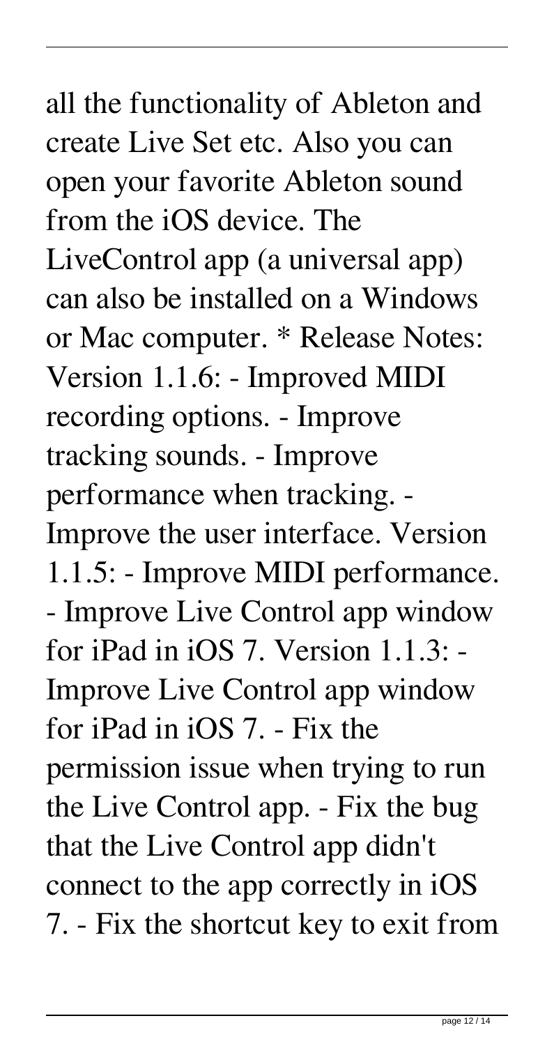all the functionality of Ableton and create Live Set etc. Also you can open your favorite Ableton sound from the iOS device. The LiveControl app (a universal app) can also be installed on a Windows or Mac computer. * Release Notes: Version 1.1.6: - Improved MIDI recording options. - Improve tracking sounds. - Improve performance when tracking. - Improve the user interface. Version 1.1.5: - Improve MIDI performance. - Improve Live Control app window for iPad in iOS 7. Version 1.1.3: - Improve Live Control app window for iPad in iOS 7. - Fix the permission issue when trying to run the Live Control app. - Fix the bug that the Live Control app didn't connect to the app correctly in iOS 7. - Fix the shortcut key to exit from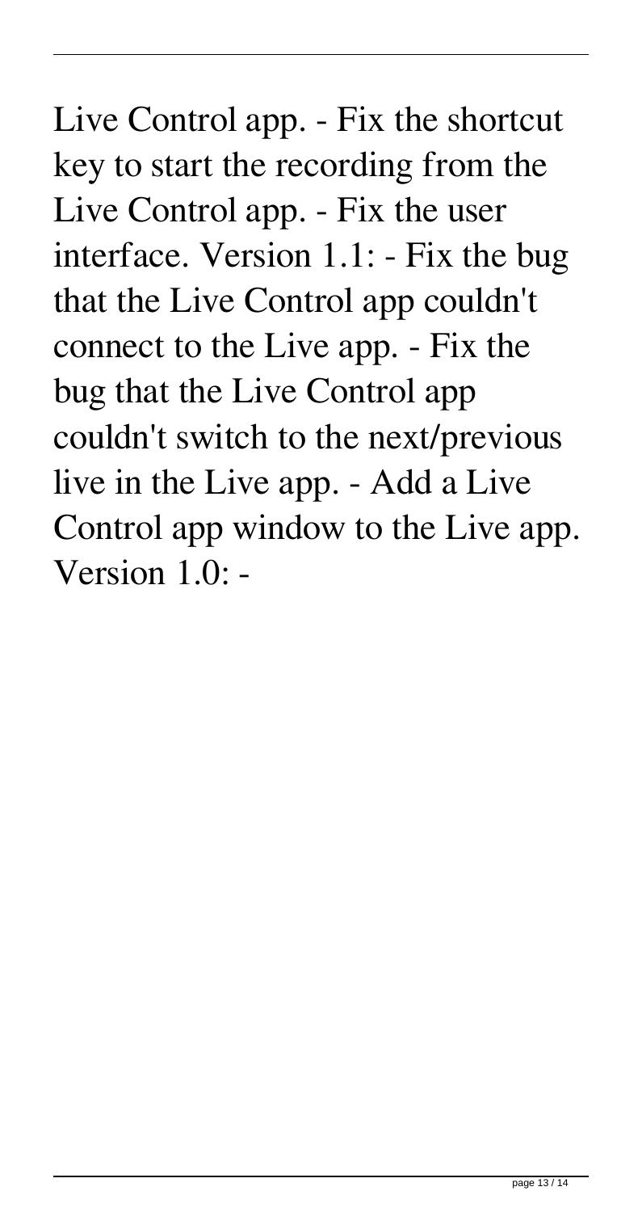Live Control app. - Fix the shortcut key to start the recording from the Live Control app. - Fix the user interface. Version 1.1: - Fix the bug that the Live Control app couldn't connect to the Live app. - Fix the bug that the Live Control app couldn't switch to the next/previous live in the Live app. - Add a Live Control app window to the Live app. Version 1.0: -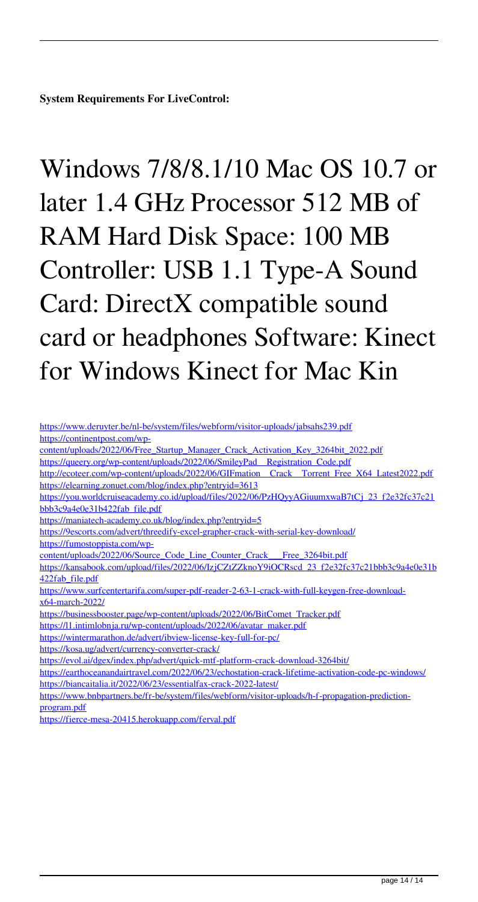**System Requirements For LiveControl:**

# Windows 7/8/8.1/10 Mac OS 10.7 or later 1.4 GHz Processor 512 MB of RAM Hard Disk Space: 100 MB Controller: USB 1.1 Type-A Sound Card: DirectX compatible sound card or headphones Software: Kinect for Windows Kinect for Mac Kin

https://www.deruyter.be/nl-be/system/files/webform/visitor-uploads/jabsahs239.pdf
https://continentpost.com/wp-content/uploads/2022/06/Free_Startup_Manager_Crack_Activation_Key_3264bit_2022.pdf
https://queery.org/wp-content/uploads/2022/06/SmileyPad__Registration_Code.pdf
http://ecoteer.com/wp-content/uploads/2022/06/GIFmation__Crack__Torrent_Free_X64_Latest2022.pdf
https://elearning.zonuet.com/blog/index.php?entryid=3613
https://you.worldcruiseacademy.co.id/upload/files/2022/06/PzHQyyAGiuumxwaB7tCj_23_f2e32fc37c21bbb3c9a4e0e31b422fab_file.pdf
https://maniatech-academy.co.uk/blog/index.php?entryid=5
https://9escorts.com/advert/threedify-excel-grapher-crack-with-serial-key-download/
https://fumostoppista.com/wp-content/uploads/2022/06/Source_Code_Line_Counter_Crack___Free_3264bit.pdf
https://kansabook.com/upload/files/2022/06/IzjCZtZZknoY9iOCRscd_23_f2e32fc37c21bbb3c9a4e0e31b422fab_file.pdf
https://www.surfcentertarifa.com/super-pdf-reader-2-63-1-crack-with-full-keygen-free-download-x64-march-2022/
https://businessbooster.page/wp-content/uploads/2022/06/BitComet_Tracker.pdf
https://l1.intimlobnja.ru/wp-content/uploads/2022/06/avatar_maker.pdf
https://wintermarathon.de/advert/ibview-license-key-full-for-pc/
https://kosa.ug/advert/currency-converter-crack/
https://evol.ai/dgex/index.php/advert/quick-mtf-platform-crack-download-3264bit/
https://earthoceanandairtravel.com/2022/06/23/echostation-crack-lifetime-activation-code-pc-windows/
https://biancaitalia.it/2022/06/23/essentialfax-crack-2022-latest/
https://www.bnbpartners.be/fr-be/system/files/webform/visitor-uploads/h-f-propagation-prediction-program.pdf
https://fierce-mesa-20415.herokuapp.com/ferval.pdf